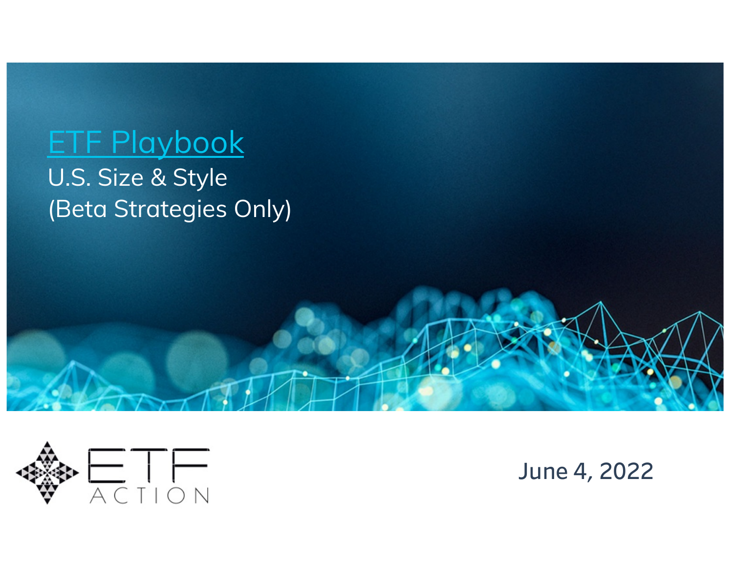# ETF Playbook

## U.S. Size & Style
## (Beta Strategies Only)

ETF ACTION

June 4, 2022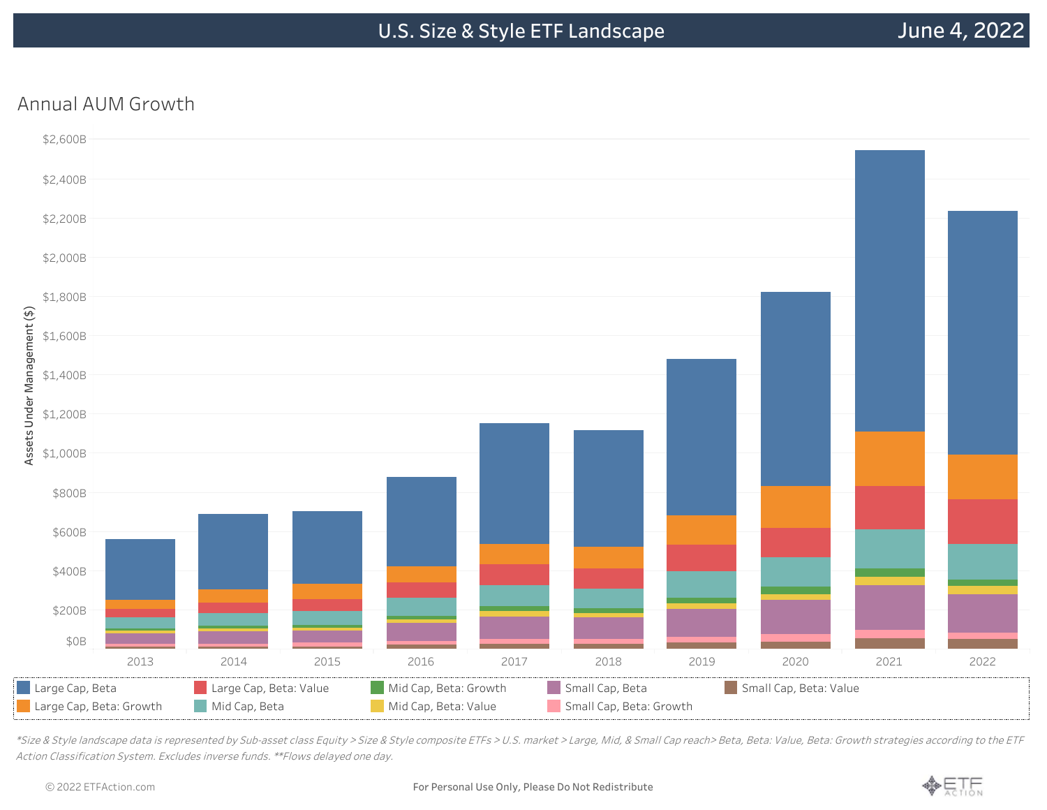# U.S. Size & Style ETF Landscape

June 4, 2022

## Annual AUM Growth

Assets Under Management ($)

$2,600B
$2,400B
$2,200B
$2,000B
$1,800B
$1,600B
$1,400B
$1,200B
$1,000B
$800B
$600B
$400B
$200B
$0B

2013 2014 2015 2016 2017 2018 2019 2020 2021 2022

- Large Cap, Beta
- Large Cap, Beta: Growth
- Large Cap, Beta: Value
- Mid Cap, Beta
- Mid Cap, Beta: Growth
- Mid Cap, Beta: Value
- Small Cap, Beta
- Small Cap, Beta: Growth
- Small Cap, Beta: Value

*\*Size & Style landscape data is represented by Sub-asset class Equity > Size & Style composite ETFs > U.S. market > Large, Mid, & Small Cap reach> Beta, Beta: Value, Beta: Growth strategies according to the ETF Action Classification System. Excludes inverse funds. \*\*Flows delayed one day.*

© 2022 ETFAction.com

For Personal Use Only, Please Do Not Redistribute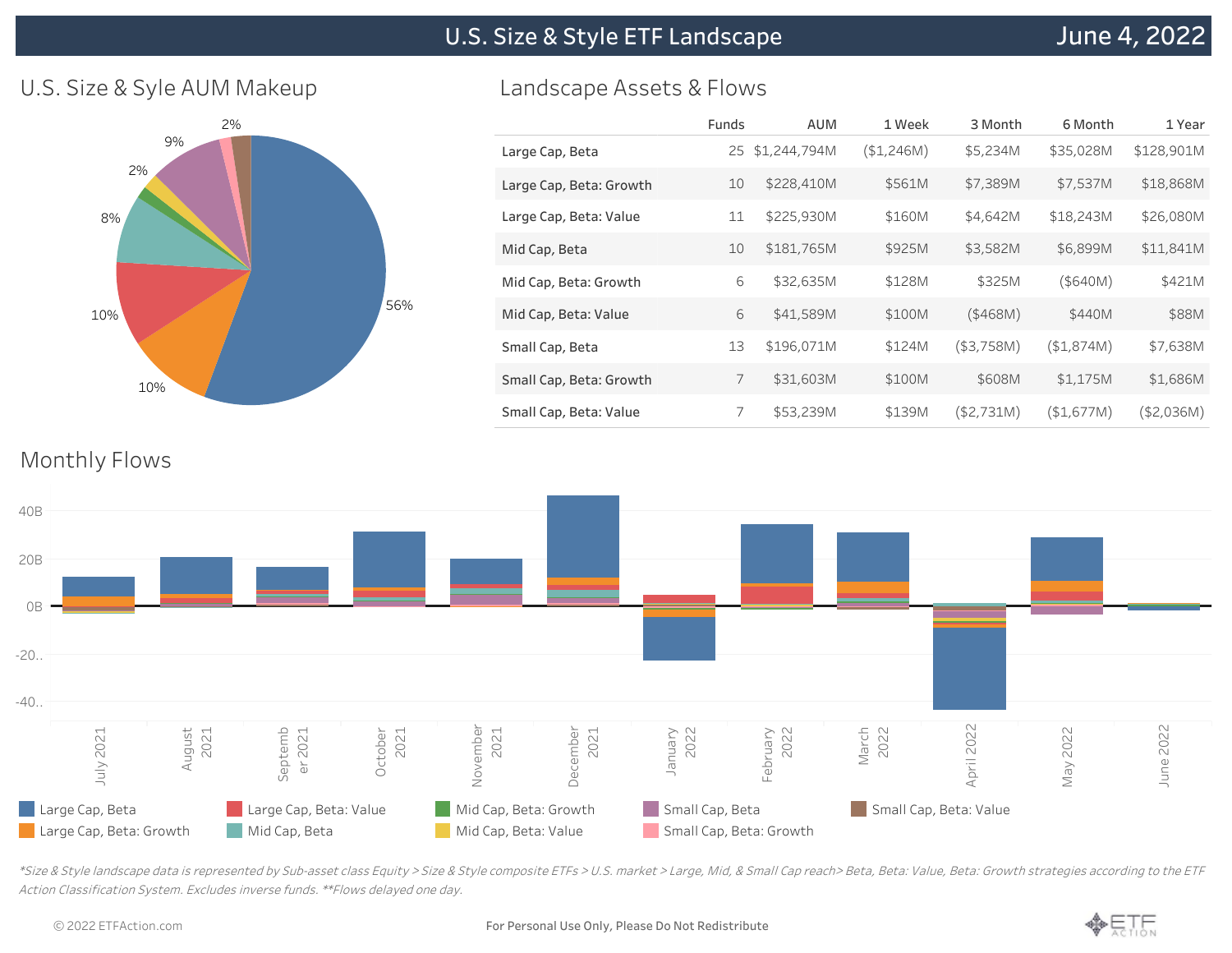# U.S. Size & Style ETF Landscape

June 4, 2022

## U.S. Size & Syle AUM Makeup

56%, 10%, 10%, 8%, 2%, 9%, 2%

## Landscape Assets & Flows

| | Funds | AUM | 1 Week | 3 Month | 6 Month | 1 Year |
|---|---|---|---|---|---|---|
| Large Cap, Beta | 25 | $1,244,794M | ($1,246M) | $5,234M | $35,028M | $128,901M |
| Large Cap, Beta: Growth | 10 | $228,410M | $561M | $7,389M | $7,537M | $18,868M |
| Large Cap, Beta: Value | 11 | $225,930M | $160M | $4,642M | $18,243M | $26,080M |
| Mid Cap, Beta | 10 | $181,765M | $925M | $3,582M | $6,899M | $11,841M |
| Mid Cap, Beta: Growth | 6 | $32,635M | $128M | $325M | ($640M) | $421M |
| Mid Cap, Beta: Value | 6 | $41,589M | $100M | ($468M) | $440M | $88M |
| Small Cap, Beta | 13 | $196,071M | $124M | ($3,758M) | ($1,874M) | $7,638M |
| Small Cap, Beta: Growth | 7 | $31,603M | $100M | $608M | $1,175M | $1,686M |
| Small Cap, Beta: Value | 7 | $53,239M | $139M | ($2,731M) | ($1,677M) | ($2,036M) |

## Monthly Flows

40B, 20B, 0B, -20.., -40..

July 2021, August 2021, September 2021, October 2021, November 2021, December 2021, January 2022, February 2022, March 2022, April 2022, May 2022, June 2022

Large Cap, Beta | Large Cap, Beta: Growth | Large Cap, Beta: Value | Mid Cap, Beta | Mid Cap, Beta: Growth | Mid Cap, Beta: Value | Small Cap, Beta | Small Cap, Beta: Growth | Small Cap, Beta: Value

*Size & Style landscape data is represented by Sub-asset class Equity > Size & Style composite ETFs > U.S. market > Large, Mid, & Small Cap reach> Beta, Beta: Value, Beta: Growth strategies according to the ETF Action Classification System. Excludes inverse funds. **Flows delayed one day.*

© 2022 ETFAction.com

For Personal Use Only, Please Do Not Redistribute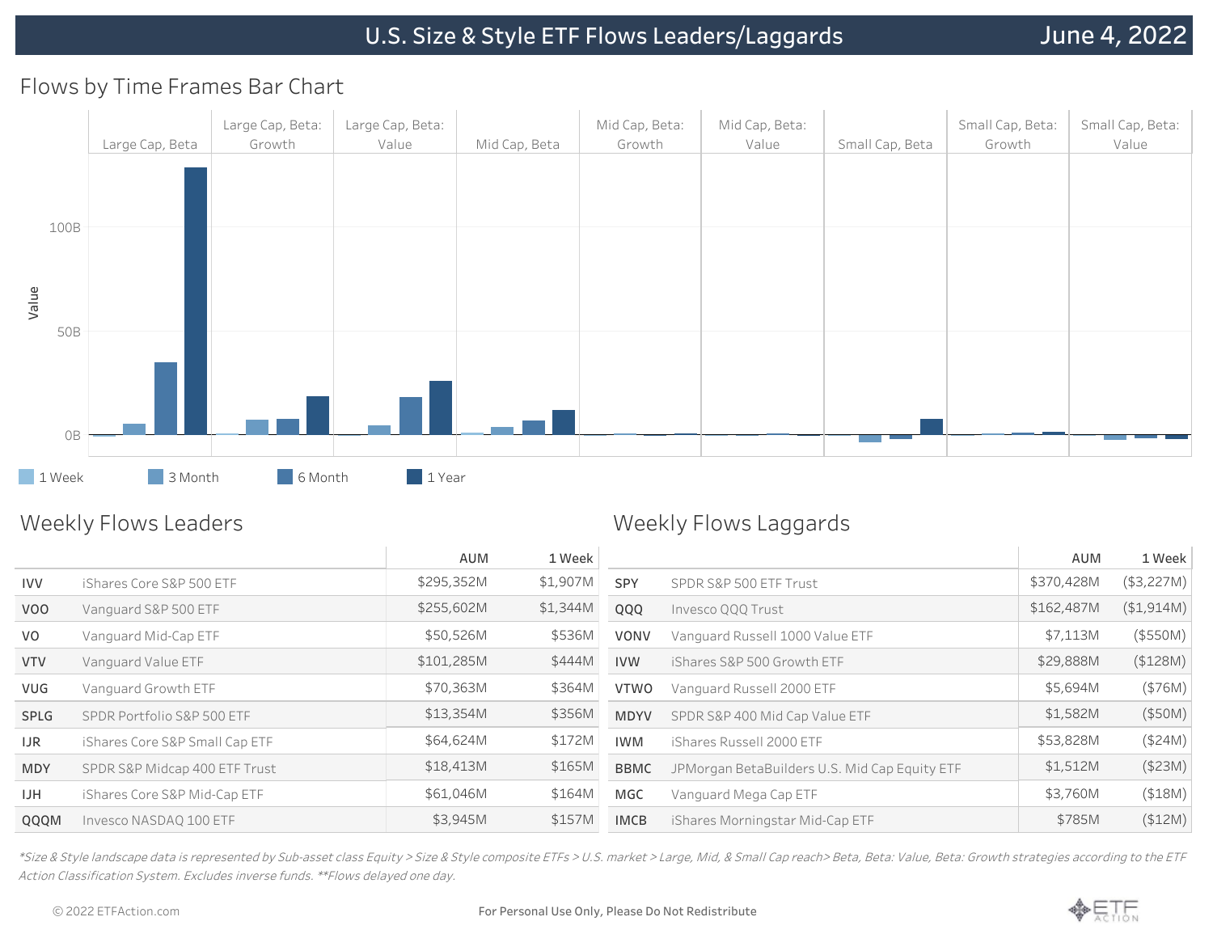# U.S. Size & Style ETF Flows Leaders/Laggards

June 4, 2022

## Flows by Time Frames Bar Chart

Large Cap, Beta | Large Cap, Beta: Growth | Large Cap, Beta: Value | Mid Cap, Beta | Mid Cap, Beta: Growth | Mid Cap, Beta: Value | Small Cap, Beta | Small Cap, Beta: Growth | Small Cap, Beta: Value

Value: 100B, 50B, 0B

1 Week, 3 Month, 6 Month, 1 Year

## Weekly Flows Leaders

| | | AUM | 1 Week |
|---|---|---|---|
| IVV | iShares Core S&P 500 ETF | $295,352M | $1,907M |
| VOO | Vanguard S&P 500 ETF | $255,602M | $1,344M |
| VO | Vanguard Mid-Cap ETF | $50,526M | $536M |
| VTV | Vanguard Value ETF | $101,285M | $444M |
| VUG | Vanguard Growth ETF | $70,363M | $364M |
| SPLG | SPDR Portfolio S&P 500 ETF | $13,354M | $356M |
| IJR | iShares Core S&P Small Cap ETF | $64,624M | $172M |
| MDY | SPDR S&P Midcap 400 ETF Trust | $18,413M | $165M |
| IJH | iShares Core S&P Mid-Cap ETF | $61,046M | $164M |
| QQQM | Invesco NASDAQ 100 ETF | $3,945M | $157M |

## Weekly Flows Laggards

| | | AUM | 1 Week |
|---|---|---|---|
| SPY | SPDR S&P 500 ETF Trust | $370,428M | ($3,227M) |
| QQQ | Invesco QQQ Trust | $162,487M | ($1,914M) |
| VONV | Vanguard Russell 1000 Value ETF | $7,113M | ($550M) |
| IVW | iShares S&P 500 Growth ETF | $29,888M | ($128M) |
| VTWO | Vanguard Russell 2000 ETF | $5,694M | ($76M) |
| MDYV | SPDR S&P 400 Mid Cap Value ETF | $1,582M | ($50M) |
| IWM | iShares Russell 2000 ETF | $53,828M | ($24M) |
| BBMC | JPMorgan BetaBuilders U.S. Mid Cap Equity ETF | $1,512M | ($23M) |
| MGC | Vanguard Mega Cap ETF | $3,760M | ($18M) |
| IMCB | iShares Morningstar Mid-Cap ETF | $785M | ($12M) |

*\*Size & Style landscape data is represented by Sub-asset class Equity > Size & Style composite ETFs > U.S. market > Large, Mid, & Small Cap reach> Beta, Beta: Value, Beta: Growth strategies according to the ETF Action Classification System. Excludes inverse funds. \*\*Flows delayed one day.*

© 2022 ETFAction.com

For Personal Use Only, Please Do Not Redistribute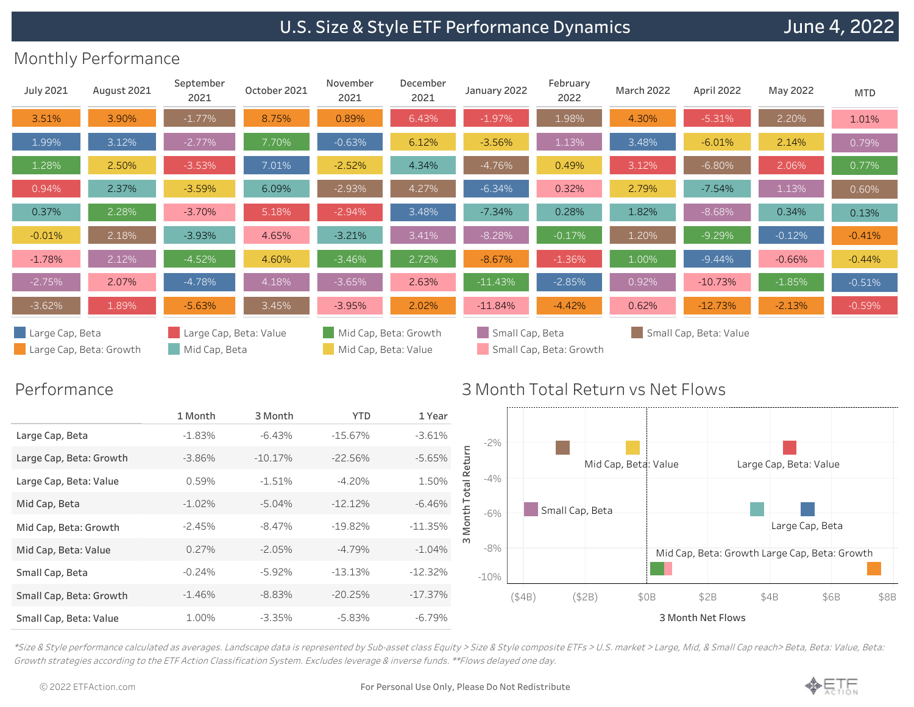# U.S. Size & Style ETF Performance Dynamics

June 4, 2022

## Monthly Performance

| July 2021 | August 2021 | September 2021 | October 2021 | November 2021 | December 2021 | January 2022 | February 2022 | March 2022 | April 2022 | May 2022 | MTD |
|---|---|---|---|---|---|---|---|---|---|---|---|
| 3.51% | 3.90% | -1.77% | 8.75% | 0.89% | 6.43% | -1.97% | 1.98% | 4.30% | -5.31% | 2.20% | 1.01% |
| 1.99% | 3.12% | -2.77% | 7.70% | -0.63% | 6.12% | -3.56% | 1.13% | 3.48% | -6.01% | 2.14% | 0.79% |
| 1.28% | 2.50% | -3.53% | 7.01% | -2.52% | 4.34% | -4.76% | 0.49% | 3.12% | -6.80% | 2.06% | 0.77% |
| 0.94% | 2.37% | -3.59% | 6.09% | -2.93% | 4.27% | -6.34% | 0.32% | 2.79% | -7.54% | 1.13% | 0.60% |
| 0.37% | 2.28% | -3.70% | 5.18% | -2.94% | 3.48% | -7.34% | 0.28% | 1.82% | -8.68% | 0.34% | 0.13% |
| -0.01% | 2.18% | -3.93% | 4.65% | -3.21% | 3.41% | -8.28% | -0.17% | 1.20% | -9.29% | -0.12% | -0.41% |
| -1.78% | 2.12% | -4.52% | 4.60% | -3.46% | 2.72% | -8.67% | -1.36% | 1.00% | -9.44% | -0.66% | -0.44% |
| -2.75% | 2.07% | -4.78% | 4.18% | -3.65% | 2.63% | -11.43% | -2.85% | 0.92% | -10.73% | -1.85% | -0.51% |
| -3.62% | 1.89% | -5.63% | 3.45% | -3.95% | 2.02% | -11.84% | -4.42% | 0.62% | -12.73% | -2.13% | -0.59% |

Legend: Large Cap, Beta; Large Cap, Beta: Growth; Large Cap, Beta: Value; Mid Cap, Beta; Mid Cap, Beta: Growth; Mid Cap, Beta: Value; Small Cap, Beta; Small Cap, Beta: Growth; Small Cap, Beta: Value

## Performance

| | 1 Month | 3 Month | YTD | 1 Year |
|---|---|---|---|---|
| Large Cap, Beta | -1.83% | -6.43% | -15.67% | -3.61% |
| Large Cap, Beta: Growth | -3.86% | -10.17% | -22.56% | -5.65% |
| Large Cap, Beta: Value | 0.59% | -1.51% | -4.20% | 1.50% |
| Mid Cap, Beta | -1.02% | -5.04% | -12.12% | -6.46% |
| Mid Cap, Beta: Growth | -2.45% | -8.47% | -19.82% | -11.35% |
| Mid Cap, Beta: Value | 0.27% | -2.05% | -4.79% | -1.04% |
| Small Cap, Beta | -0.24% | -5.92% | -13.13% | -12.32% |
| Small Cap, Beta: Growth | -1.46% | -8.83% | -20.25% | -17.37% |
| Small Cap, Beta: Value | 1.00% | -3.35% | -5.83% | -6.79% |

## 3 Month Total Return vs Net Flows

*Size & Style performance calculated as averages. Landscape data is represented by Sub-asset class Equity > Size & Style composite ETFs > U.S. market > Large, Mid, & Small Cap reach> Beta, Beta: Value, Beta: Growth strategies according to the ETF Action Classification System. Excludes leverage & inverse funds. **Flows delayed one day.*

© 2022 ETFAction.com

For Personal Use Only, Please Do Not Redistribute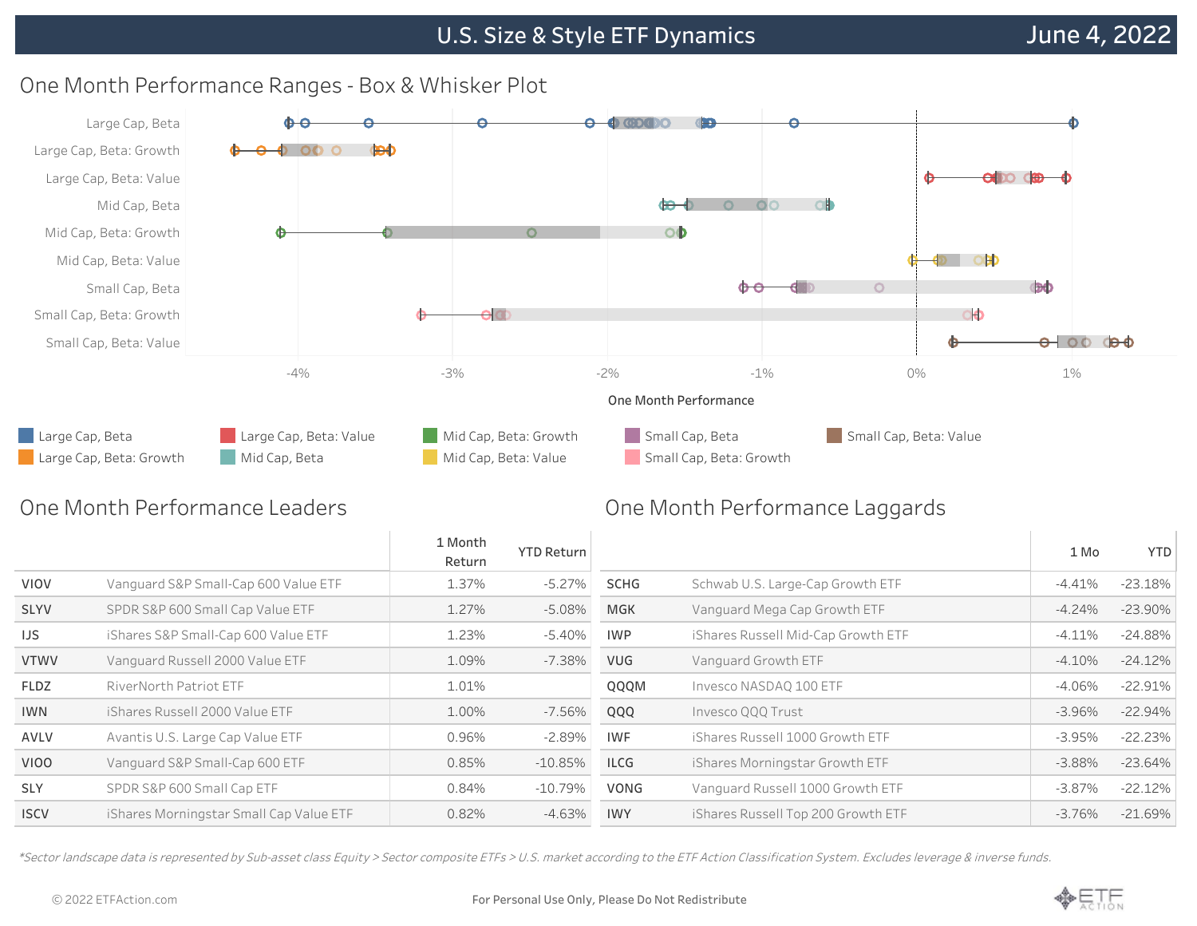# U.S. Size & Style ETF Dynamics

June 4, 2022

## One Month Performance Ranges - Box & Whisker Plot

Large Cap, Beta
Large Cap, Beta: Growth
Large Cap, Beta: Value
Mid Cap, Beta
Mid Cap, Beta: Growth
Mid Cap, Beta: Value
Small Cap, Beta
Small Cap, Beta: Growth
Small Cap, Beta: Value

-4% -3% -2% -1% 0% 1%

One Month Performance

Large Cap, Beta | Large Cap, Beta: Growth | Large Cap, Beta: Value | Mid Cap, Beta | Mid Cap, Beta: Growth | Mid Cap, Beta: Value | Small Cap, Beta | Small Cap, Beta: Growth | Small Cap, Beta: Value

## One Month Performance Leaders

| | | 1 Month Return | YTD Return |
|---|---|---|---|
| VIOV | Vanguard S&P Small-Cap 600 Value ETF | 1.37% | -5.27% |
| SLYV | SPDR S&P 600 Small Cap Value ETF | 1.27% | -5.08% |
| IJS | iShares S&P Small-Cap 600 Value ETF | 1.23% | -5.40% |
| VTWV | Vanguard Russell 2000 Value ETF | 1.09% | -7.38% |
| FLDZ | RiverNorth Patriot ETF | 1.01% | |
| IWN | iShares Russell 2000 Value ETF | 1.00% | -7.56% |
| AVLV | Avantis U.S. Large Cap Value ETF | 0.96% | -2.89% |
| VIOO | Vanguard S&P Small-Cap 600 ETF | 0.85% | -10.85% |
| SLY | SPDR S&P 600 Small Cap ETF | 0.84% | -10.79% |
| ISCV | iShares Morningstar Small Cap Value ETF | 0.82% | -4.63% |

## One Month Performance Laggards

| | | 1 Mo | YTD |
|---|---|---|---|
| SCHG | Schwab U.S. Large-Cap Growth ETF | -4.41% | -23.18% |
| MGK | Vanguard Mega Cap Growth ETF | -4.24% | -23.90% |
| IWP | iShares Russell Mid-Cap Growth ETF | -4.11% | -24.88% |
| VUG | Vanguard Growth ETF | -4.10% | -24.12% |
| QQQM | Invesco NASDAQ 100 ETF | -4.06% | -22.91% |
| QQQ | Invesco QQQ Trust | -3.96% | -22.94% |
| IWF | iShares Russell 1000 Growth ETF | -3.95% | -22.23% |
| ILCG | iShares Morningstar Growth ETF | -3.88% | -23.64% |
| VONG | Vanguard Russell 1000 Growth ETF | -3.87% | -22.12% |
| IWY | iShares Russell Top 200 Growth ETF | -3.76% | -21.69% |

*Sector landscape data is represented by Sub-asset class Equity > Sector composite ETFs > U.S. market according to the ETF Action Classification System. Excludes leverage & inverse funds.*

© 2022 ETFAction.com

For Personal Use Only, Please Do Not Redistribute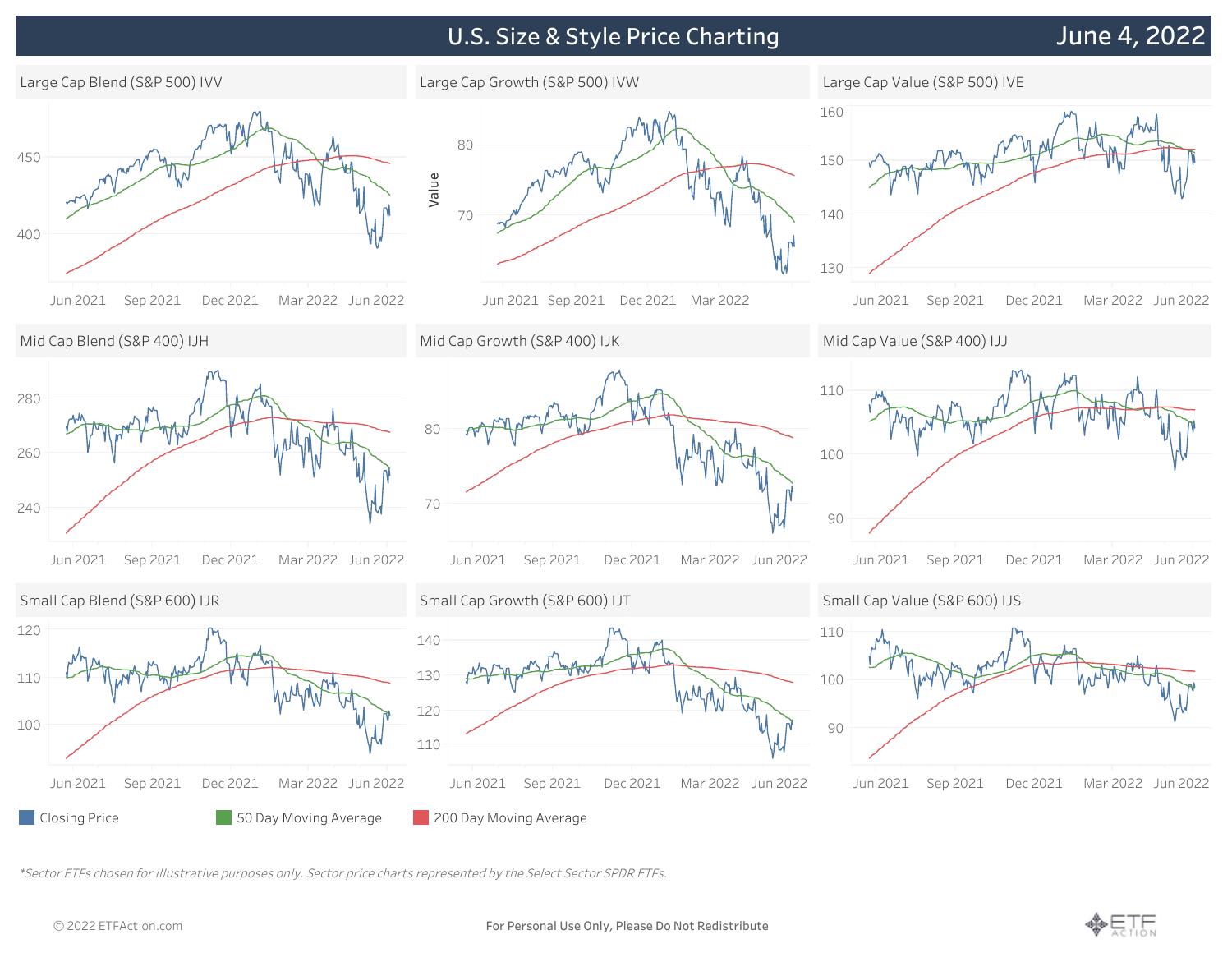# U.S. Size & Style Price Charting

June 4, 2022

## Large Cap Blend (S&P 500) IVV

## Large Cap Growth (S&P 500) IVW

## Large Cap Value (S&P 500) IVE

## Mid Cap Blend (S&P 400) IJH

## Mid Cap Growth (S&P 400) IJK

## Mid Cap Value (S&P 400) IJJ

## Small Cap Blend (S&P 600) IJR

## Small Cap Growth (S&P 600) IJT

## Small Cap Value (S&P 600) IJS

Closing Price | 50 Day Moving Average | 200 Day Moving Average

*Sector ETFs chosen for illustrative purposes only. Sector price charts represented by the Select Sector SPDR ETFs.*

© 2022 ETFAction.com

For Personal Use Only, Please Do Not Redistribute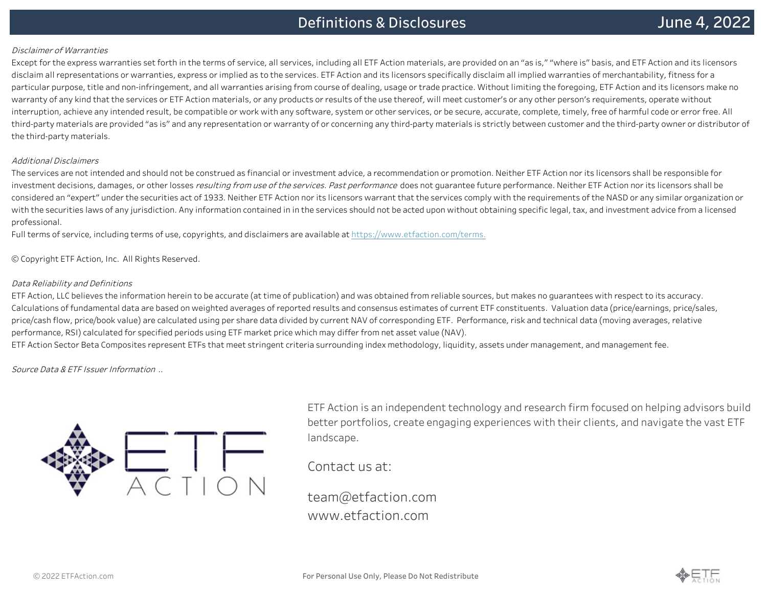# Definitions & Disclosures

*Disclaimer of Warranties*

Except for the express warranties set forth in the terms of service, all services, including all ETF Action materials, are provided on an "as is," "where is" basis, and ETF Action and its licensors disclaim all representations or warranties, express or implied as to the services. ETF Action and its licensors specifically disclaim all implied warranties of merchantability, fitness for a particular purpose, title and non-infringement, and all warranties arising from course of dealing, usage or trade practice. Without limiting the foregoing, ETF Action and its licensors make no warranty of any kind that the services or ETF Action materials, or any products or results of the use thereof, will meet customer's or any other person's requirements, operate without interruption, achieve any intended result, be compatible or work with any software, system or other services, or be secure, accurate, complete, timely, free of harmful code or error free. All third-party materials are provided "as is" and any representation or warranty of or concerning any third-party materials is strictly between customer and the third-party owner or distributor of the third-party materials.

*Additional Disclaimers*

The services are not intended and should not be construed as financial or investment advice, a recommendation or promotion. Neither ETF Action nor its licensors shall be responsible for investment decisions, damages, or other losses *resulting from use of the services. Past performance* does not guarantee future performance. Neither ETF Action nor its licensors shall be considered an "expert" under the securities act of 1933. Neither ETF Action nor its licensors warrant that the services comply with the requirements of the NASD or any similar organization or with the securities laws of any jurisdiction. Any information contained in in the services should not be acted upon without obtaining specific legal, tax, and investment advice from a licensed professional.

Full terms of service, including terms of use, copyrights, and disclaimers are available at https://www.etfaction.com/terms.

© Copyright ETF Action, Inc. All Rights Reserved.

*Data Reliability and Definitions*

ETF Action, LLC believes the information herein to be accurate (at time of publication) and was obtained from reliable sources, but makes no guarantees with respect to its accuracy. Calculations of fundamental data are based on weighted averages of reported results and consensus estimates of current ETF constituents. Valuation data (price/earnings, price/sales, price/cash flow, price/book value) are calculated using per share data divided by current NAV of corresponding ETF. Performance, risk and technical data (moving averages, relative performance, RSI) calculated for specified periods using ETF market price which may differ from net asset value (NAV).

ETF Action Sector Beta Composites represent ETFs that meet stringent criteria surrounding index methodology, liquidity, assets under management, and management fee.

*Source Data & ETF Issuer Information* ..

ETF ACTION

ETF Action is an independent technology and research firm focused on helping advisors build better portfolios, create engaging experiences with their clients, and navigate the vast ETF landscape.

Contact us at:

team@etfaction.com
www.etfaction.com

For Personal Use Only, Please Do Not Redistribute